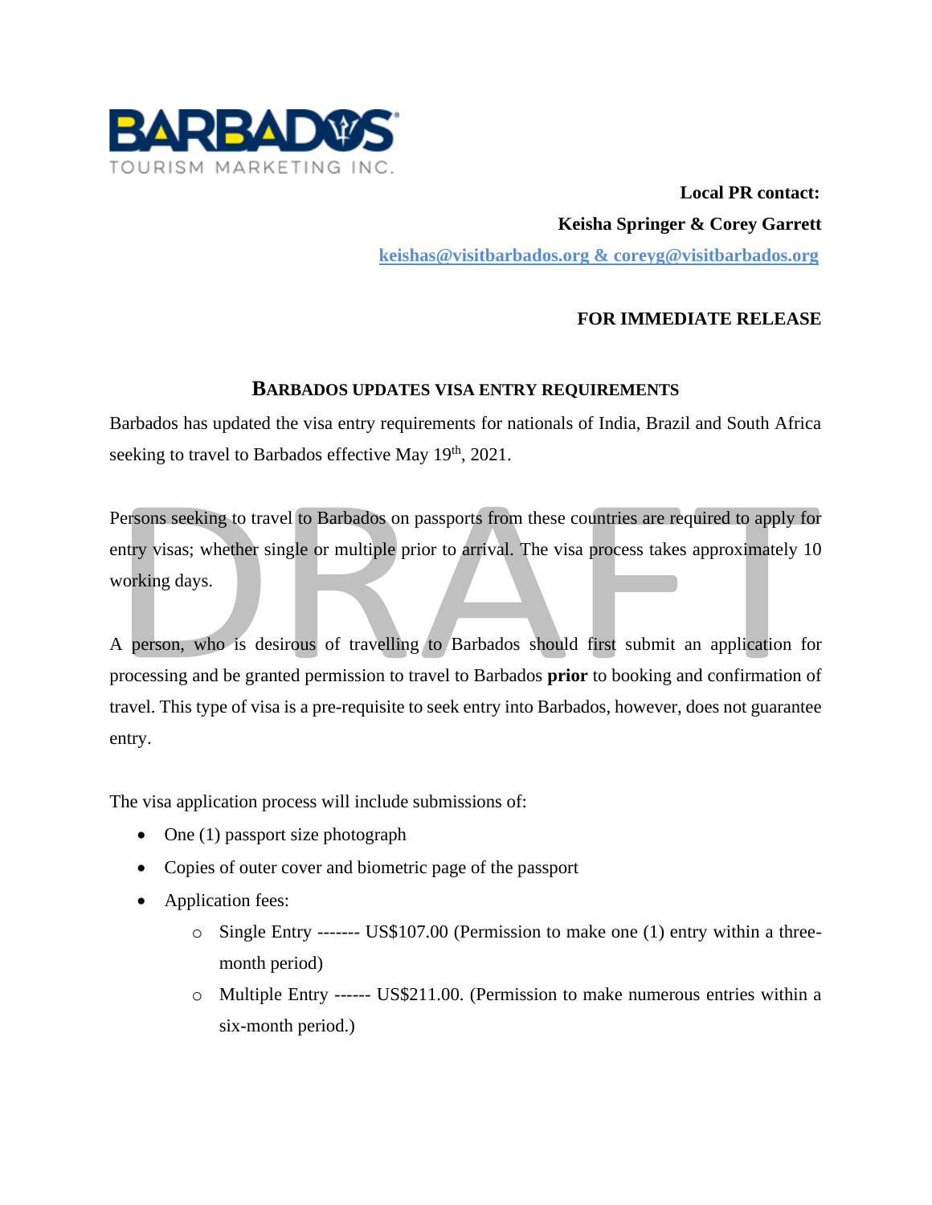BARBADOS
TOURISM MARKETING INC.

**Local PR contact:**
**Keisha Springer & Corey Garrett**
**keishas@visitbarbados.org & coreyg@visitbarbados.org**

**FOR IMMEDIATE RELEASE**

## BARBADOS UPDATES VISA ENTRY REQUIREMENTS

Barbados has updated the visa entry requirements for nationals of India, Brazil and South Africa seeking to travel to Barbados effective May 19th, 2021.

Persons seeking to travel to Barbados on passports from these countries are required to apply for entry visas; whether single or multiple prior to arrival. The visa process takes approximately 10 working days.

A person, who is desirous of travelling to Barbados should first submit an application for processing and be granted permission to travel to Barbados **prior** to booking and confirmation of travel. This type of visa is a pre-requisite to seek entry into Barbados, however, does not guarantee entry.

The visa application process will include submissions of:

- One (1) passport size photograph
- Copies of outer cover and biometric page of the passport
- Application fees:
  - Single Entry ------- US$107.00 (Permission to make one (1) entry within a three-month period)
  - Multiple Entry ------ US$211.00. (Permission to make numerous entries within a six-month period.)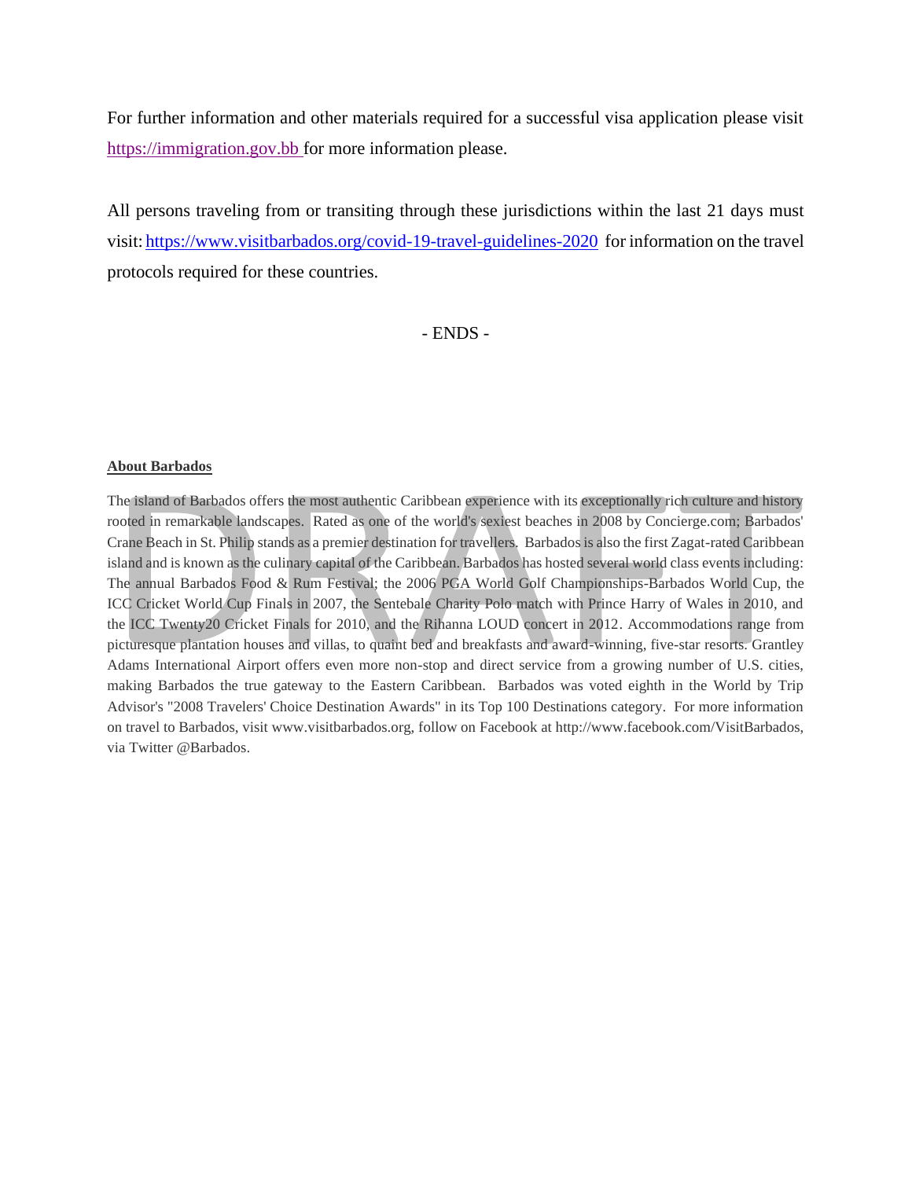For further information and other materials required for a successful visa application please visit https://immigration.gov.bb for more information please.

All persons traveling from or transiting through these jurisdictions within the last 21 days must visit: https://www.visitbarbados.org/covid-19-travel-guidelines-2020 for information on the travel protocols required for these countries.

- ENDS -

**About Barbados**

The island of Barbados offers the most authentic Caribbean experience with its exceptionally rich culture and history rooted in remarkable landscapes. Rated as one of the world's sexiest beaches in 2008 by Concierge.com; Barbados' Crane Beach in St. Philip stands as a premier destination for travellers. Barbados is also the first Zagat-rated Caribbean island and is known as the culinary capital of the Caribbean. Barbados has hosted several world class events including: The annual Barbados Food & Rum Festival; the 2006 PGA World Golf Championships-Barbados World Cup, the ICC Cricket World Cup Finals in 2007, the Sentebale Charity Polo match with Prince Harry of Wales in 2010, and the ICC Twenty20 Cricket Finals for 2010, and the Rihanna LOUD concert in 2012. Accommodations range from picturesque plantation houses and villas, to quaint bed and breakfasts and award-winning, five-star resorts. Grantley Adams International Airport offers even more non-stop and direct service from a growing number of U.S. cities, making Barbados the true gateway to the Eastern Caribbean. Barbados was voted eighth in the World by Trip Advisor's "2008 Travelers' Choice Destination Awards" in its Top 100 Destinations category. For more information on travel to Barbados, visit www.visitbarbados.org, follow on Facebook at http://www.facebook.com/VisitBarbados, via Twitter @Barbados.